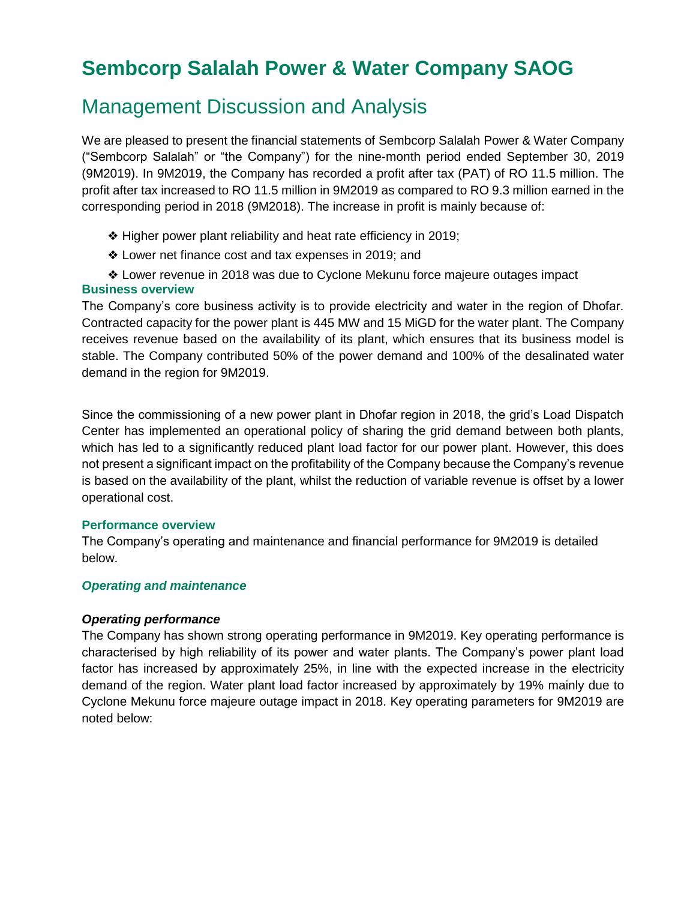# Sembcorp Salalah Power & Water Company SAOG

## Management Discussion and Analysis

We are pleased to present the financial statements of Sembcorp Salalah Power & Water Company ("Sembcorp Salalah" or "the Company") for the nine-month period ended September 30, 2019 (9M2019). In 9M2019, the Company has recorded a profit after tax (PAT) of RO 11.5 million. The profit after tax increased to RO 11.5 million in 9M2019 as compared to RO 9.3 million earned in the corresponding period in 2018 (9M2018). The increase in profit is mainly because of:

- ❖ Higher power plant reliability and heat rate efficiency in 2019;
- ❖ Lower net finance cost and tax expenses in 2019; and
- ❖ Lower revenue in 2018 was due to Cyclone Mekunu force majeure outages impact

### Business overview

The Company's core business activity is to provide electricity and water in the region of Dhofar. Contracted capacity for the power plant is 445 MW and 15 MiGD for the water plant. The Company receives revenue based on the availability of its plant, which ensures that its business model is stable. The Company contributed 50% of the power demand and 100% of the desalinated water demand in the region for 9M2019.

Since the commissioning of a new power plant in Dhofar region in 2018, the grid's Load Dispatch Center has implemented an operational policy of sharing the grid demand between both plants, which has led to a significantly reduced plant load factor for our power plant. However, this does not present a significant impact on the profitability of the Company because the Company's revenue is based on the availability of the plant, whilst the reduction of variable revenue is offset by a lower operational cost.

### Performance overview

The Company's operating and maintenance and financial performance for 9M2019 is detailed below.

#### *Operating and maintenance*

#### ***Operating performance***

The Company has shown strong operating performance in 9M2019. Key operating performance is characterised by high reliability of its power and water plants. The Company's power plant load factor has increased by approximately 25%, in line with the expected increase in the electricity demand of the region. Water plant load factor increased by approximately by 19% mainly due to Cyclone Mekunu force majeure outage impact in 2018. Key operating parameters for 9M2019 are noted below: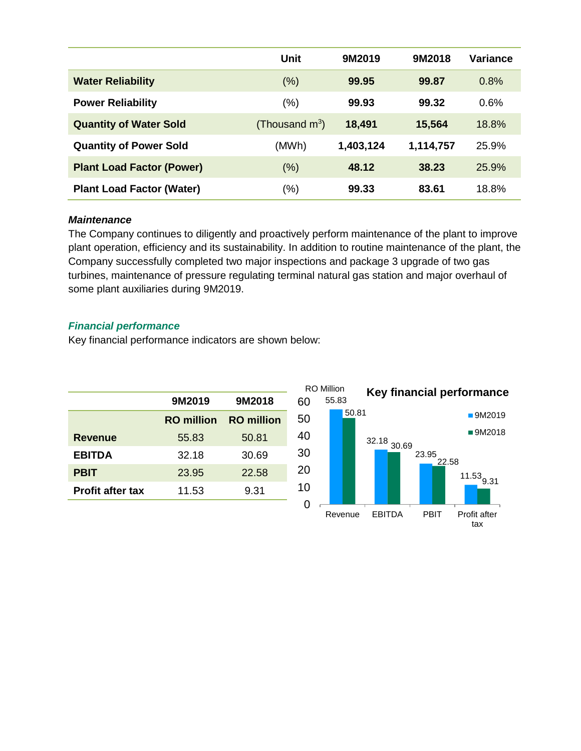| | Unit | 9M2019 | 9M2018 | Variance |
|---|---|---|---|---|
| **Water Reliability** | (%) | **99.95** | **99.87** | 0.8% |
| **Power Reliability** | (%) | **99.93** | **99.32** | 0.6% |
| **Quantity of Water Sold** | (Thousand $m^3$) | **18,491** | **15,564** | 18.8% |
| **Quantity of Power Sold** | (MWh) | **1,403,124** | **1,114,757** | 25.9% |
| **Plant Load Factor (Power)** | (%) | **48.12** | **38.23** | 25.9% |
| **Plant Load Factor (Water)** | (%) | **99.33** | **83.61** | 18.8% |

***Maintenance***

The Company continues to diligently and proactively perform maintenance of the plant to improve plant operation, efficiency and its sustainability. In addition to routine maintenance of the plant, the Company successfully completed two major inspections and package 3 upgrade of two gas turbines, maintenance of pressure regulating terminal natural gas station and major overhaul of some plant auxiliaries during 9M2019.

***Financial performance***

Key financial performance indicators are shown below:

| | 9M2019 | 9M2018 |
|---|---|---|
| | **RO million** | **RO million** |
| **Revenue** | 55.83 | 50.81 |
| **EBITDA** | 32.18 | 30.69 |
| **PBIT** | 23.95 | 22.58 |
| **Profit after tax** | 11.53 | 9.31 |

**Key financial performance** (RO Million)

| | 9M2019 | 9M2018 |
|---|---|---|
| Revenue | 55.83 | 50.81 |
| EBITDA | 32.18 | 30.69 |
| PBIT | 23.95 | 22.58 |
| Profit after tax | 11.53 | 9.31 |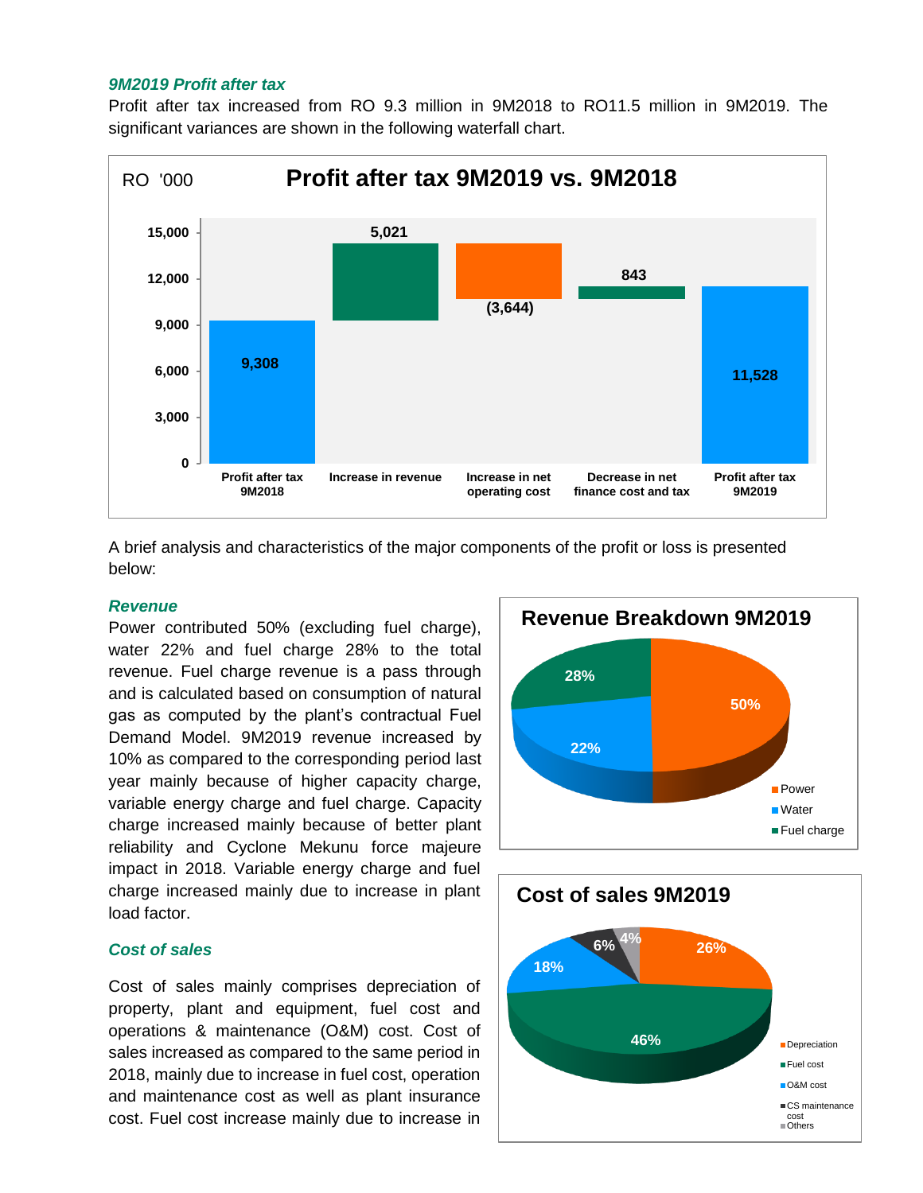### *9M2019 Profit after tax*

Profit after tax increased from RO 9.3 million in 9M2018 to RO11.5 million in 9M2019. The significant variances are shown in the following waterfall chart.

**Profit after tax 9M2019 vs. 9M2018** (RO '000)

| Item | RO '000 |
|---|---|
| Profit after tax 9M2018 | 9,308 |
| Increase in revenue | 5,021 |
| Increase in net operating cost | (3,644) |
| Decrease in net finance cost and tax | 843 |
| Profit after tax 9M2019 | 11,528 |

A brief analysis and characteristics of the major components of the profit or loss is presented below:

### *Revenue*

Power contributed 50% (excluding fuel charge), water 22% and fuel charge 28% to the total revenue. Fuel charge revenue is a pass through and is calculated based on consumption of natural gas as computed by the plant's contractual Fuel Demand Model. 9M2019 revenue increased by 10% as compared to the corresponding period last year mainly because of higher capacity charge, variable energy charge and fuel charge. Capacity charge increased mainly because of better plant reliability and Cyclone Mekunu force majeure impact in 2018. Variable energy charge and fuel charge increased mainly due to increase in plant load factor.

**Revenue Breakdown 9M2019**

| Component | Share |
|---|---|
| Power | 50% |
| Water | 22% |
| Fuel charge | 28% |

### *Cost of sales*

Cost of sales mainly comprises depreciation of property, plant and equipment, fuel cost and operations & maintenance (O&M) cost. Cost of sales increased as compared to the same period in 2018, mainly due to increase in fuel cost, operation and maintenance cost as well as plant insurance cost. Fuel cost increase mainly due to increase in

**Cost of sales 9M2019**

| Component | Share |
|---|---|
| Depreciation | 26% |
| Fuel cost | 46% |
| O&M cost | 18% |
| CS maintenance cost | 6% |
| Others | 4% |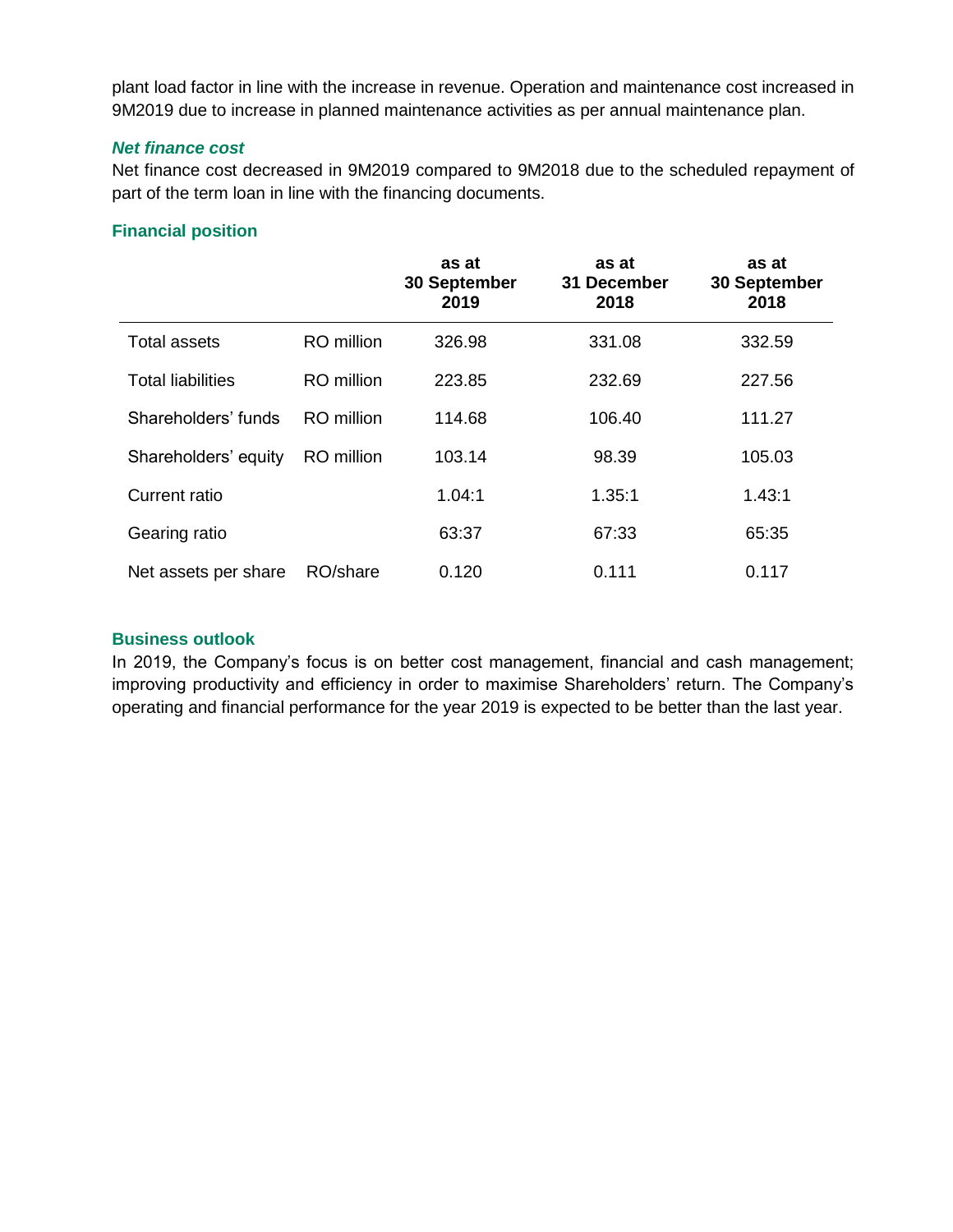plant load factor in line with the increase in revenue. Operation and maintenance cost increased in 9M2019 due to increase in planned maintenance activities as per annual maintenance plan.

### *Net finance cost*

Net finance cost decreased in 9M2019 compared to 9M2018 due to the scheduled repayment of part of the term loan in line with the financing documents.

### Financial position

| | | as at 30 September 2019 | as at 31 December 2018 | as at 30 September 2018 |
|---|---|---|---|---|
| Total assets | RO million | 326.98 | 331.08 | 332.59 |
| Total liabilities | RO million | 223.85 | 232.69 | 227.56 |
| Shareholders' funds | RO million | 114.68 | 106.40 | 111.27 |
| Shareholders' equity | RO million | 103.14 | 98.39 | 105.03 |
| Current ratio | | 1.04:1 | 1.35:1 | 1.43:1 |
| Gearing ratio | | 63:37 | 67:33 | 65:35 |
| Net assets per share | RO/share | 0.120 | 0.111 | 0.117 |

### Business outlook

In 2019, the Company's focus is on better cost management, financial and cash management; improving productivity and efficiency in order to maximise Shareholders' return. The Company's operating and financial performance for the year 2019 is expected to be better than the last year.